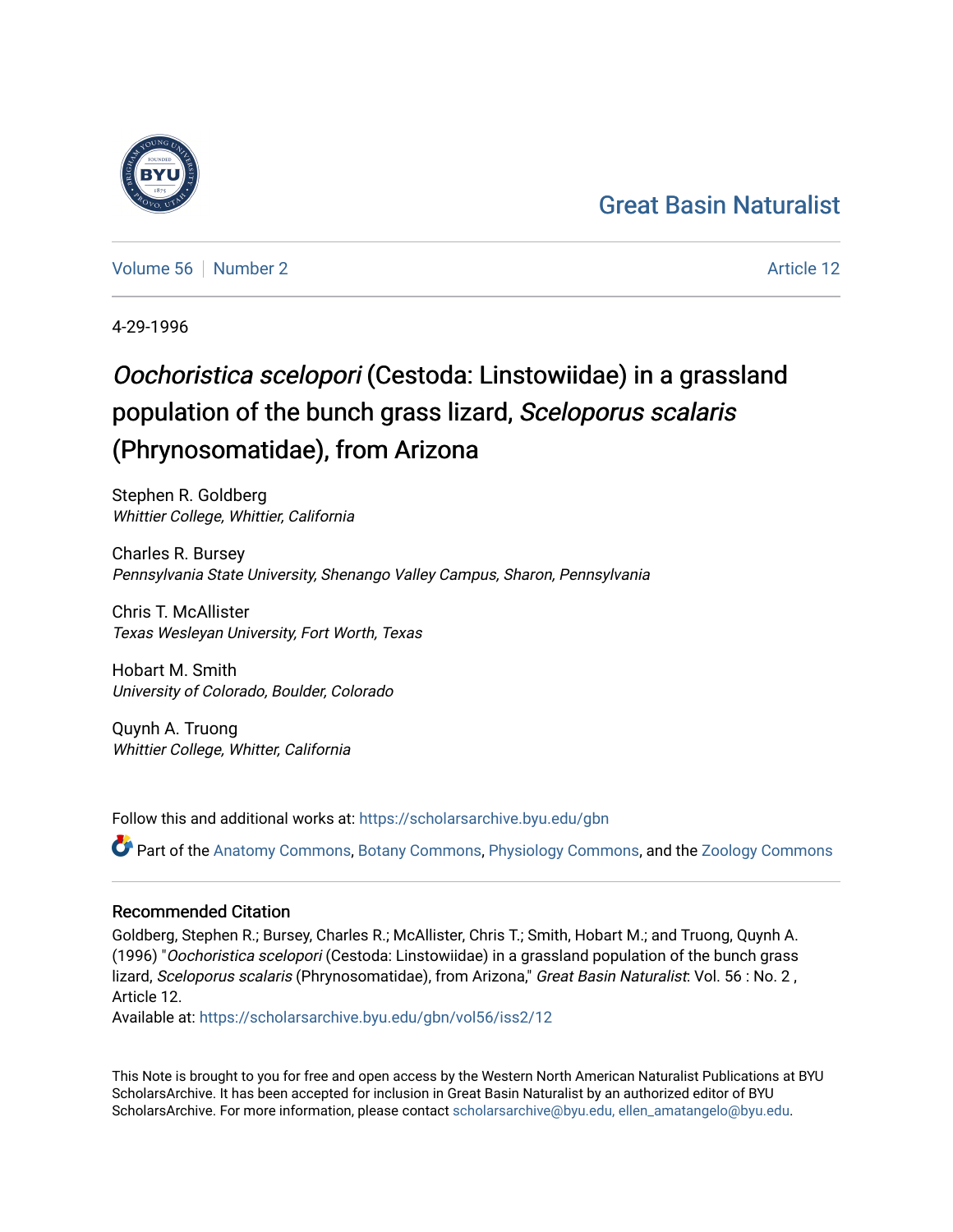Great Basin Naturalist

Volume 56 | Number 2 | Article 12

4-29-1996

# *Oochoristica scelopori* (Cestoda: Linstowiidae) in a grassland population of the bunch grass lizard, *Sceloporus scalaris* (Phrynosomatidae), from Arizona

Stephen R. Goldberg
*Whittier College, Whittier, California*

Charles R. Bursey
*Pennsylvania State University, Shenango Valley Campus, Sharon, Pennsylvania*

Chris T. McAllister
*Texas Wesleyan University, Fort Worth, Texas*

Hobart M. Smith
*University of Colorado, Boulder, Colorado*

Quynh A. Truong
*Whittier College, Whitter, California*

Follow this and additional works at: https://scholarsarchive.byu.edu/gbn

Part of the Anatomy Commons, Botany Commons, Physiology Commons, and the Zoology Commons

### Recommended Citation

Goldberg, Stephen R.; Bursey, Charles R.; McAllister, Chris T.; Smith, Hobart M.; and Truong, Quynh A. (1996) "*Oochoristica scelopori* (Cestoda: Linstowiidae) in a grassland population of the bunch grass lizard, *Sceloporus scalaris* (Phrynosomatidae), from Arizona," *Great Basin Naturalist*: Vol. 56 : No. 2 , Article 12.
Available at: https://scholarsarchive.byu.edu/gbn/vol56/iss2/12

This Note is brought to you for free and open access by the Western North American Naturalist Publications at BYU ScholarsArchive. It has been accepted for inclusion in Great Basin Naturalist by an authorized editor of BYU ScholarsArchive. For more information, please contact scholarsarchive@byu.edu, ellen_amatangelo@byu.edu.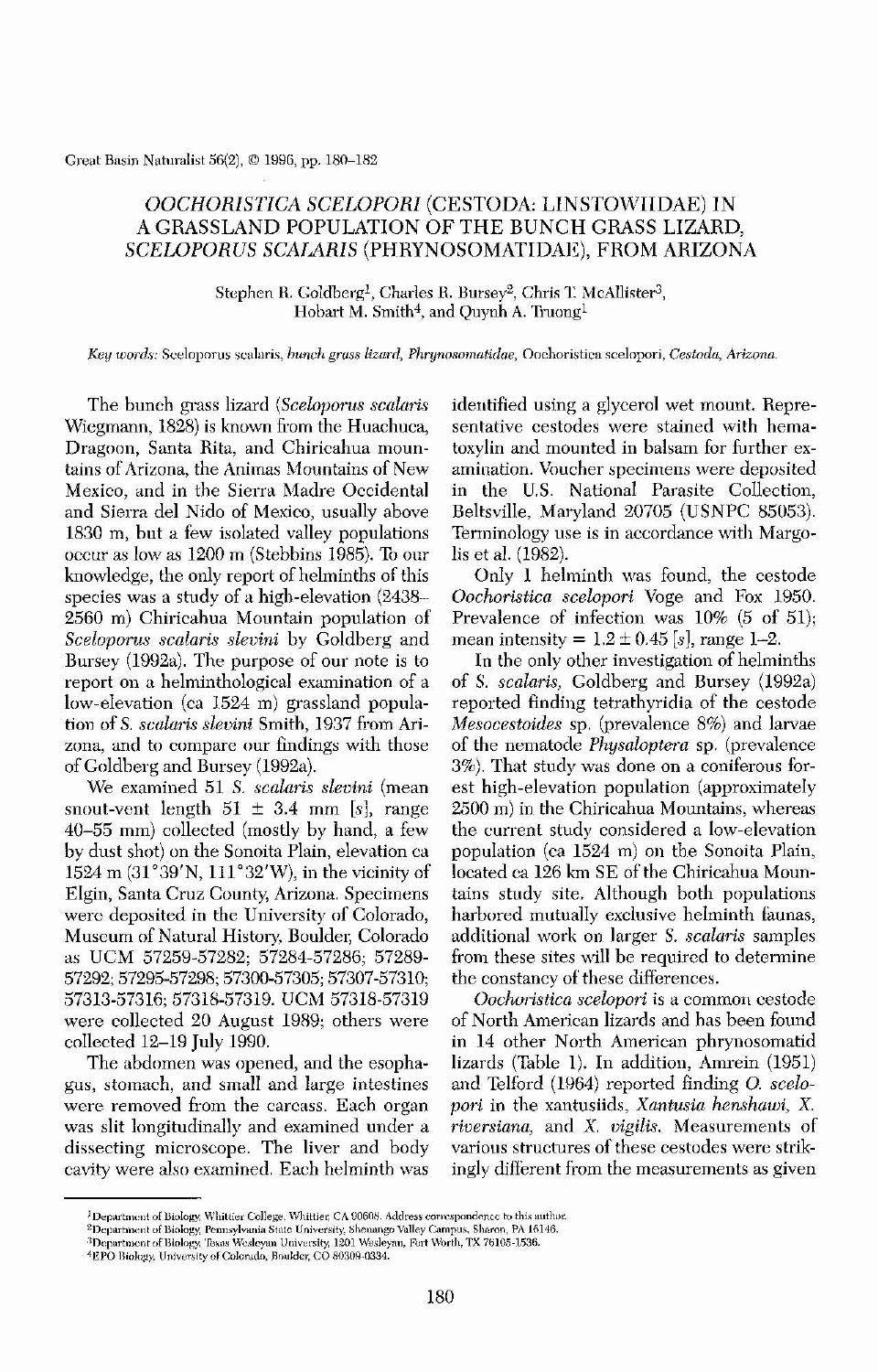# *OOCHORISTICA SCELOPORI* (CESTODA: LINSTOWIIDAE) IN A GRASSLAND POPULATION OF THE BUNCH GRASS LIZARD, *SCELOPORUS SCALARIS* (PHRYNOSOMATIDAE), FROM ARIZONA

Stephen R. Goldberg[1], Charles R. Bursey[2], Chris T. McAllister[3], Hobart M. Smith[4], and Quynh A. Truong[1]

*Key words:* Sceloporus scalaris, *bunch grass lizard, Phrynosomatidae,* Oochoristica scelopori, *Cestoda, Arizona.*

The bunch grass lizard (*Sceloporus scalaris* Wiegmann, 1828) is known from the Huachuca, Dragoon, Santa Rita, and Chiricahua mountains of Arizona, the Animas Mountains of New Mexico, and in the Sierra Madre Occidental and Sierra del Nido of Mexico, usually above 1830 m, but a few isolated valley populations occur as low as 1200 m (Stebbins 1985). To our knowledge, the only report of helminths of this species was a study of a high-elevation (2438–2560 m) Chiricahua Mountain population of *Sceloporus scalaris slevini* by Goldberg and Bursey (1992a). The purpose of our note is to report on a helminthological examination of a low-elevation (ca 1524 m) grassland population of *S. scalaris slevini* Smith, 1937 from Arizona, and to compare our findings with those of Goldberg and Bursey (1992a).

We examined 51 *S. scalaris slevini* (mean snout-vent length 51 ± 3.4 mm [*s*], range 40–55 mm) collected (mostly by hand, a few by dust shot) on the Sonoita Plain, elevation ca 1524 m (31°39'N, 111°32'W), in the vicinity of Elgin, Santa Cruz County, Arizona. Specimens were deposited in the University of Colorado, Museum of Natural History, Boulder, Colorado as UCM 57259-57282; 57284-57286; 57289-57292; 57295-57298; 57300-57305; 57307-57310; 57313-57316; 57318-57319. UCM 57318-57319 were collected 20 August 1989; others were collected 12–19 July 1990.

The abdomen was opened, and the esophagus, stomach, and small and large intestines were removed from the carcass. Each organ was slit longitudinally and examined under a dissecting microscope. The liver and body cavity were also examined. Each helminth was identified using a glycerol wet mount. Representative cestodes were stained with hematoxylin and mounted in balsam for further examination. Voucher specimens were deposited in the U.S. National Parasite Collection, Beltsville, Maryland 20705 (USNPC 85053). Terminology use is in accordance with Margolis et al. (1982).

Only 1 helminth was found, the cestode *Oochoristica scelopori* Voge and Fox 1950. Prevalence of infection was 10% (5 of 51); mean intensity = 1.2 ± 0.45 [*s*], range 1–2.

In the only other investigation of helminths of *S. scalaris,* Goldberg and Bursey (1992a) reported finding tetrathyridia of the cestode *Mesocestoides* sp. (prevalence 8%) and larvae of the nematode *Physaloptera* sp. (prevalence 3%). That study was done on a coniferous forest high-elevation population (approximately 2500 m) in the Chiricahua Mountains, whereas the current study considered a low-elevation population (ca 1524 m) on the Sonoita Plain, located ca 126 km SE of the Chiricahua Mountains study site. Although both populations harbored mutually exclusive helminth faunas, additional work on larger *S. scalaris* samples from these sites will be required to determine the constancy of these differences.

*Oochoristica scelopori* is a common cestode of North American lizards and has been found in 14 other North American phrynosomatid lizards (Table 1). In addition, Amrein (1951) and Telford (1964) reported finding *O. scelopori* in the xantusiids, *Xantusia henshawi, X. riversiana,* and *X. vigilis.* Measurements of various structures of these cestodes were strikingly different from the measurements as given

---

[1]Department of Biology, Whittier College, Whittier, CA 90608. Address correspondence to this author.
[2]Department of Biology, Pennsylvania State University, Shenango Valley Campus, Sharon, PA 16146.
[3]Department of Biology, Texas Wesleyan University, 1201 Wesleyan, Fort Worth, TX 76105-1536.
[4]EPO Biology, University of Colorado, Boulder, CO 80309-0334.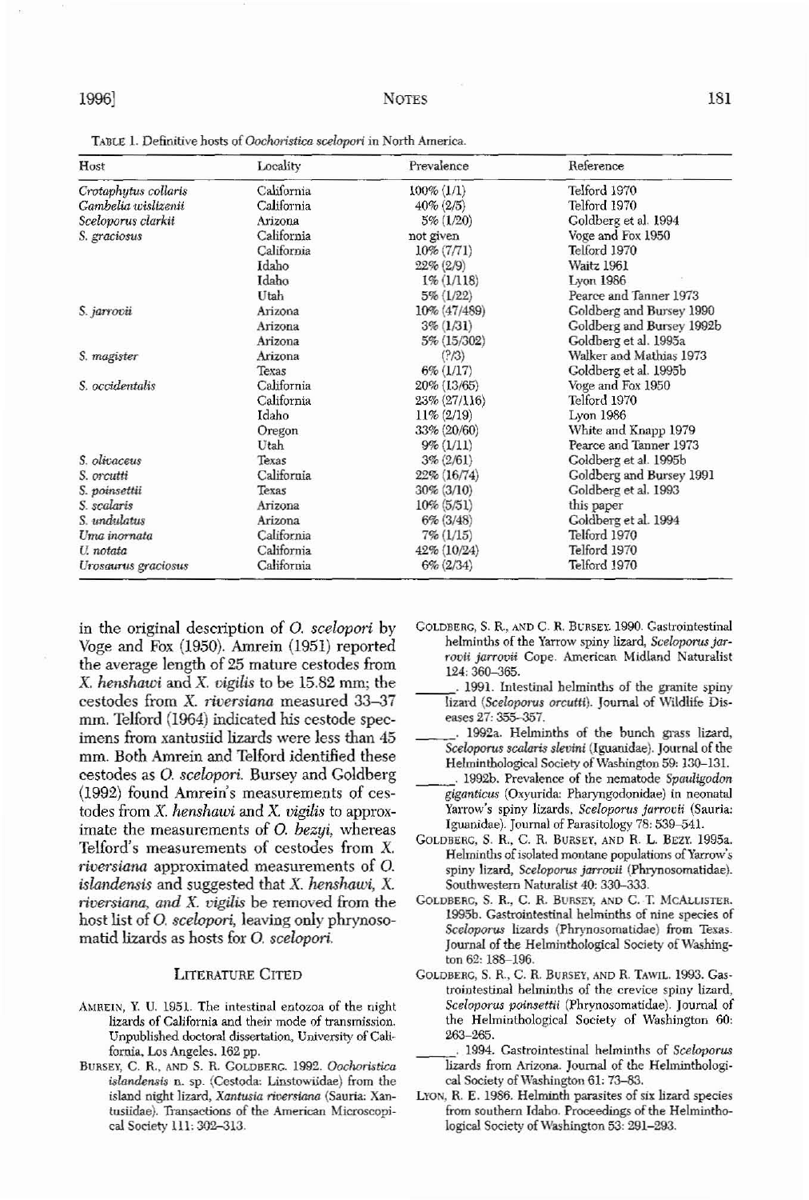TABLE 1. Definitive hosts of *Oochoristica scelopori* in North America.

| Host | Locality | Prevalence | Reference |
|---|---|---|---|
| *Crotaphytus collaris* | California | 100% (1/1) | Telford 1970 |
| *Gambelia wislizenii* | California | 40% (2/5) | Telford 1970 |
| *Sceloporus clarkii* | Arizona | 5% (1/20) | Goldberg et al. 1994 |
| *S. graciosus* | California | not given | Voge and Fox 1950 |
| | California | 10% (7/71) | Telford 1970 |
| | Idaho | 22% (2/9) | Waitz 1961 |
| | Idaho | 1% (1/118) | Lyon 1986 |
| | Utah | 5% (1/22) | Pearce and Tanner 1973 |
| *S. jarrovii* | Arizona | 10% (47/489) | Goldberg and Bursey 1990 |
| | Arizona | 3% (1/31) | Goldberg and Bursey 1992b |
| | Arizona | 5% (15/302) | Goldberg et al. 1995a |
| *S. magister* | Arizona | (?/3) | Walker and Mathias 1973 |
| | Texas | 6% (1/17) | Goldberg et al. 1995b |
| *S. occidentalis* | California | 20% (13/65) | Voge and Fox 1950 |
| | California | 23% (27/116) | Telford 1970 |
| | Idaho | 11% (2/19) | Lyon 1986 |
| | Oregon | 33% (20/60) | White and Knapp 1979 |
| | Utah | 9% (1/11) | Pearce and Tanner 1973 |
| *S. olivaceus* | Texas | 3% (2/61) | Goldberg et al. 1995b |
| *S. orcutti* | California | 22% (16/74) | Goldberg and Bursey 1991 |
| *S. poinsettii* | Texas | 30% (3/10) | Goldberg et al. 1993 |
| *S. scalaris* | Arizona | 10% (5/51) | this paper |
| *S. undulatus* | Arizona | 6% (3/48) | Goldberg et al. 1994 |
| *Uma inornata* | California | 7% (1/15) | Telford 1970 |
| *U. notata* | California | 42% (10/24) | Telford 1970 |
| *Urosaurus graciosus* | California | 6% (2/34) | Telford 1970 |

in the original description of *O. scelopori* by Voge and Fox (1950). Amrein (1951) reported the average length of 25 mature cestodes from *X. henshawi* and *X. vigilis* to be 15.82 mm; the cestodes from *X. riversiana* measured 33–37 mm. Telford (1964) indicated his cestode specimens from xantusiid lizards were less than 45 mm. Both Amrein and Telford identified these cestodes as *O. scelopori*. Bursey and Goldberg (1992) found Amrein's measurements of cestodes from *X. henshawi* and *X. vigilis* to approximate the measurements of *O. bezyi*, whereas Telford's measurements of cestodes from *X. riversiana* approximated measurements of *O. islandensis* and suggested that *X. henshawi, X. riversiana, and X. vigilis* be removed from the host list of *O. scelopori*, leaving only phrynosomatid lizards as hosts for *O. scelopori*.

## LITERATURE CITED

AMREIN, Y. U. 1951. The intestinal entozoa of the night lizards of California and their mode of transmission. Unpublished doctoral dissertation, University of California, Los Angeles. 162 pp.

BURSEY, C. R., AND S. R. GOLDBERG. 1992. *Oochoristica islandensis* n. sp. (Cestoda: Linstowiidae) from the island night lizard, *Xantusia riversiana* (Sauria: Xantusiidae). Transactions of the American Microscopical Society 111: 302–313.

GOLDBERG, S. R., AND C. R. BURSEY. 1990. Gastrointestinal helminths of the Yarrow spiny lizard, *Sceloporus jarrovii jarrovii* Cope. American Midland Naturalist 124: 360–365.

———. 1991. Intestinal helminths of the granite spiny lizard (*Sceloporus orcutti*). Journal of Wildlife Diseases 27: 355–357.

———. 1992a. Helminths of the bunch grass lizard, *Sceloporus scalaris slevini* (Iguanidae). Journal of the Helminthological Society of Washington 59: 130–131.

———. 1992b. Prevalence of the nematode *Spauligodon giganticus* (Oxyurida: Pharyngodonidae) in neonatal Yarrow's spiny lizards, *Sceloporus jarrovii* (Sauria: Iguanidae). Journal of Parasitology 78: 539–541.

GOLDBERG, S. R., C. R. BURSEY, AND R. L. BEZY. 1995a. Helminths of isolated montane populations of Yarrow's spiny lizard, *Sceloporus jarrovii* (Phrynosomatidae). Southwestern Naturalist 40: 330–333.

GOLDBERG, S. R., C. R. BURSEY, AND C. T. MCALLISTER. 1995b. Gastrointestinal helminths of nine species of *Sceloporus* lizards (Phrynosomatidae) from Texas. Journal of the Helminthological Society of Washington 62: 188–196.

GOLDBERG, S. R., C. R. BURSEY, AND R. TAWIL. 1993. Gastrointestinal helminths of the crevice spiny lizard, *Sceloporus poinsettii* (Phrynosomatidae). Journal of the Helminthological Society of Washington 60: 263–265.

———. 1994. Gastrointestinal helminths of *Sceloporus* lizards from Arizona. Journal of the Helminthological Society of Washington 61: 73–83.

LYON, R. E. 1986. Helminth parasites of six lizard species from southern Idaho. Proceedings of the Helminthological Society of Washington 53: 291–293.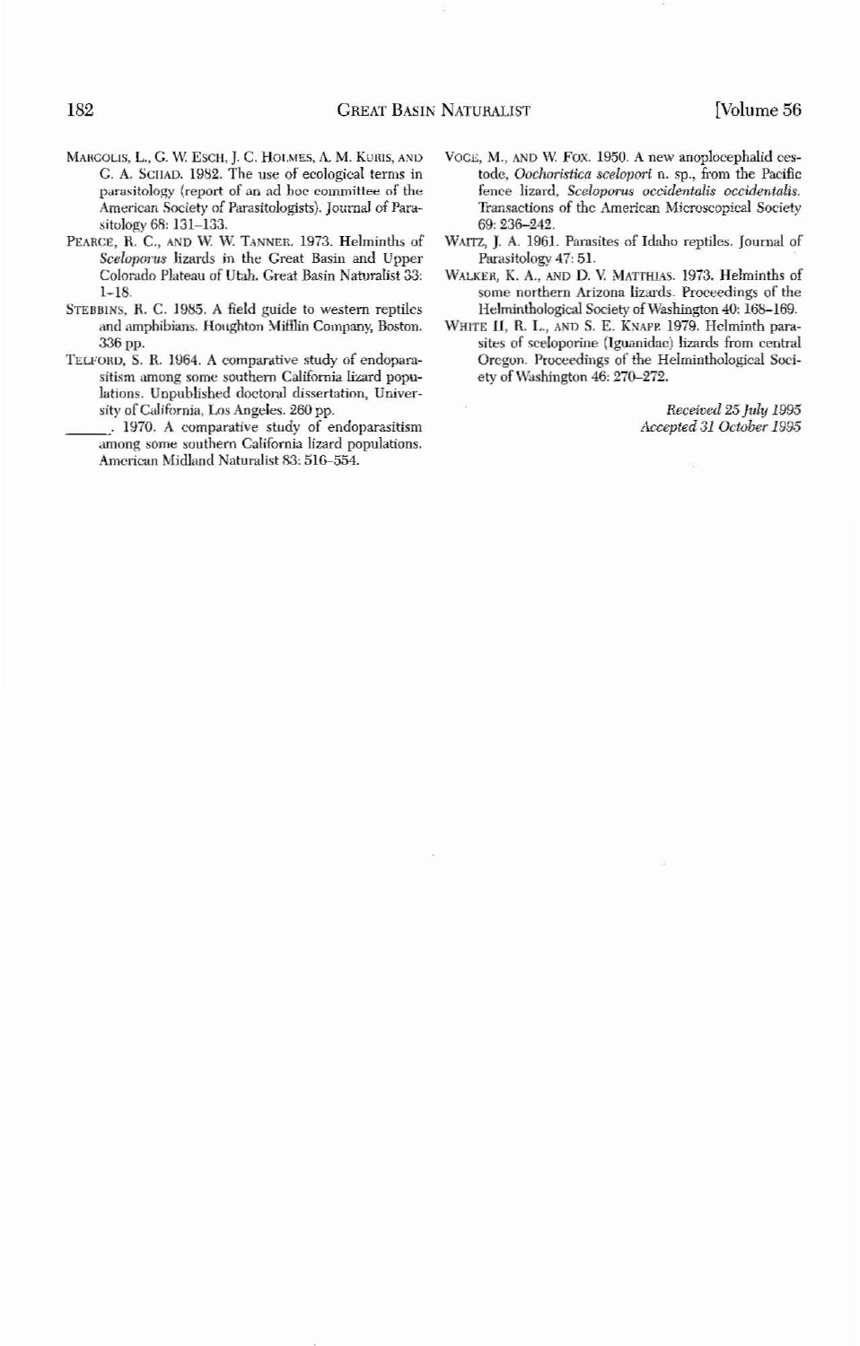MARGOLIS, L., G. W. ESCH, J. C. HOLMES, A. M. KURIS, AND G. A. SCHAD. 1982. The use of ecological terms in parasitology (report of an ad hoc committee of the American Society of Parasitologists). Journal of Parasitology 68: 131–133.

PEARCE, R. C., AND W. W. TANNER. 1973. Helminths of *Sceloporus* lizards in the Great Basin and Upper Colorado Plateau of Utah. Great Basin Naturalist 33: 1–18.

STEBBINS, R. C. 1985. A field guide to western reptiles and amphibians. Houghton Mifflin Company, Boston. 336 pp.

TELFORD, S. R. 1964. A comparative study of endoparasitism among some southern California lizard populations. Unpublished doctoral dissertation, University of California, Los Angeles. 260 pp.

______. 1970. A comparative study of endoparasitism among some southern California lizard populations. American Midland Naturalist 83: 516–554.

VOGE, M., AND W. FOX. 1950. A new anoplocephalid cestode, *Oochoristica scelopori* n. sp., from the Pacific fence lizard, *Sceloporus occidentalis occidentalis*. Transactions of the American Microscopical Society 69: 236–242.

WAITZ, J. A. 1961. Parasites of Idaho reptiles. Journal of Parasitology 47: 51.

WALKER, K. A., AND D. V. MATTHIAS. 1973. Helminths of some northern Arizona lizards. Proceedings of the Helminthological Society of Washington 40: 168–169.

WHITE II, R. L., AND S. E. KNAPP. 1979. Helminth parasites of sceloporine (Iguanidae) lizards from central Oregon. Proceedings of the Helminthological Society of Washington 46: 270–272.

*Received 25 July 1995*
*Accepted 31 October 1995*